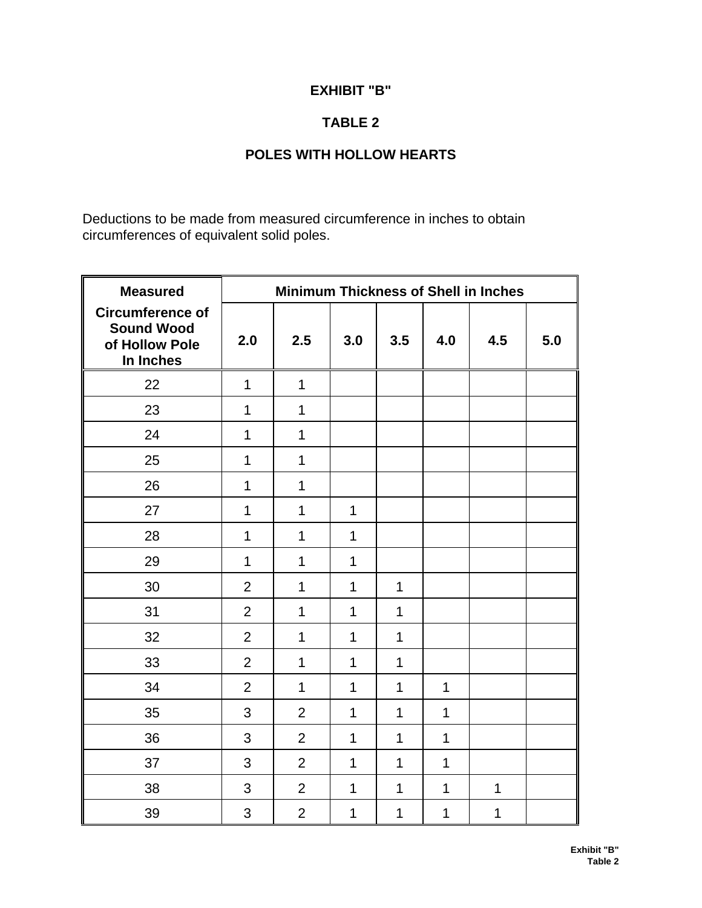# EXHIBIT "B"

## TABLE 2

## POLES WITH HOLLOW HEARTS

Deductions to be made from measured circumference in inches to obtain circumferences of equivalent solid poles.

| Measured Circumference of Sound Wood of Hollow Pole In Inches | Minimum Thickness of Shell in Inches | | | | | | |
|---|---|---|---|---|---|---|---|
| | 2.0 | 2.5 | 3.0 | 3.5 | 4.0 | 4.5 | 5.0 |
| 22 | 1 | 1 | | | | | |
| 23 | 1 | 1 | | | | | |
| 24 | 1 | 1 | | | | | |
| 25 | 1 | 1 | | | | | |
| 26 | 1 | 1 | | | | | |
| 27 | 1 | 1 | 1 | | | | |
| 28 | 1 | 1 | 1 | | | | |
| 29 | 1 | 1 | 1 | | | | |
| 30 | 2 | 1 | 1 | 1 | | | |
| 31 | 2 | 1 | 1 | 1 | | | |
| 32 | 2 | 1 | 1 | 1 | | | |
| 33 | 2 | 1 | 1 | 1 | | | |
| 34 | 2 | 1 | 1 | 1 | 1 | | |
| 35 | 3 | 2 | 1 | 1 | 1 | | |
| 36 | 3 | 2 | 1 | 1 | 1 | | |
| 37 | 3 | 2 | 1 | 1 | 1 | | |
| 38 | 3 | 2 | 1 | 1 | 1 | 1 | |
| 39 | 3 | 2 | 1 | 1 | 1 | 1 | |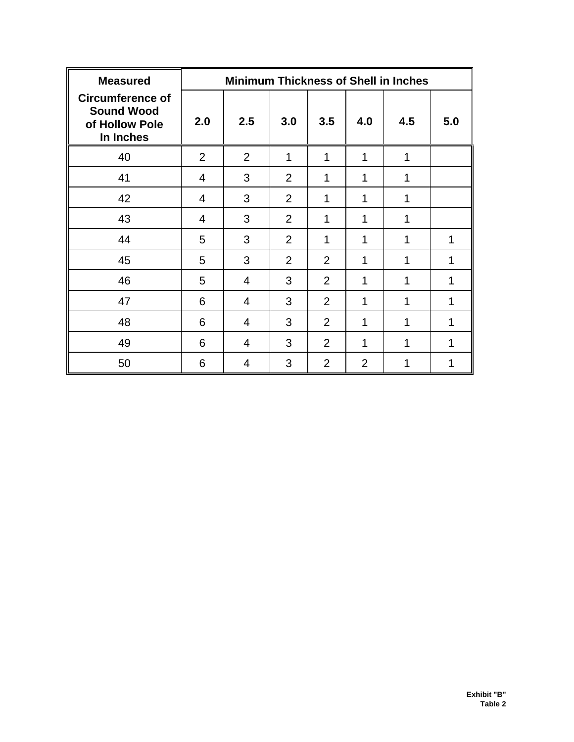| Measured Circumference of Sound Wood of Hollow Pole In Inches | Minimum Thickness of Shell in Inches | | | | | | |
|---|---|---|---|---|---|---|---|
| | 2.0 | 2.5 | 3.0 | 3.5 | 4.0 | 4.5 | 5.0 |
| 40 | 2 | 2 | 1 | 1 | 1 | 1 | |
| 41 | 4 | 3 | 2 | 1 | 1 | 1 | |
| 42 | 4 | 3 | 2 | 1 | 1 | 1 | |
| 43 | 4 | 3 | 2 | 1 | 1 | 1 | |
| 44 | 5 | 3 | 2 | 1 | 1 | 1 | 1 |
| 45 | 5 | 3 | 2 | 2 | 1 | 1 | 1 |
| 46 | 5 | 4 | 3 | 2 | 1 | 1 | 1 |
| 47 | 6 | 4 | 3 | 2 | 1 | 1 | 1 |
| 48 | 6 | 4 | 3 | 2 | 1 | 1 | 1 |
| 49 | 6 | 4 | 3 | 2 | 1 | 1 | 1 |
| 50 | 6 | 4 | 3 | 2 | 2 | 1 | 1 |

**Exhibit "B"**
**Table 2**